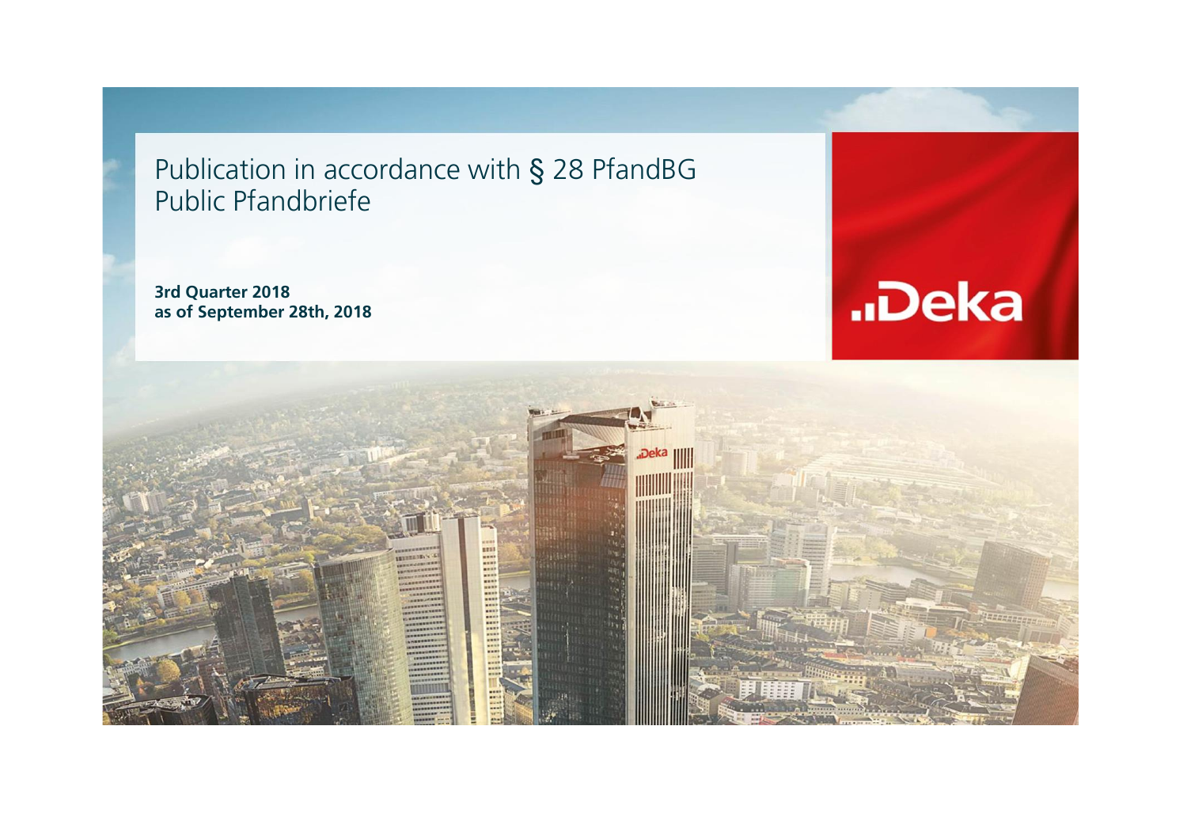# Publication in accordance with § 28 PfandBG
# Public Pfandbriefe

**3rd Quarter 2018**
**as of September 28th, 2018**

Deka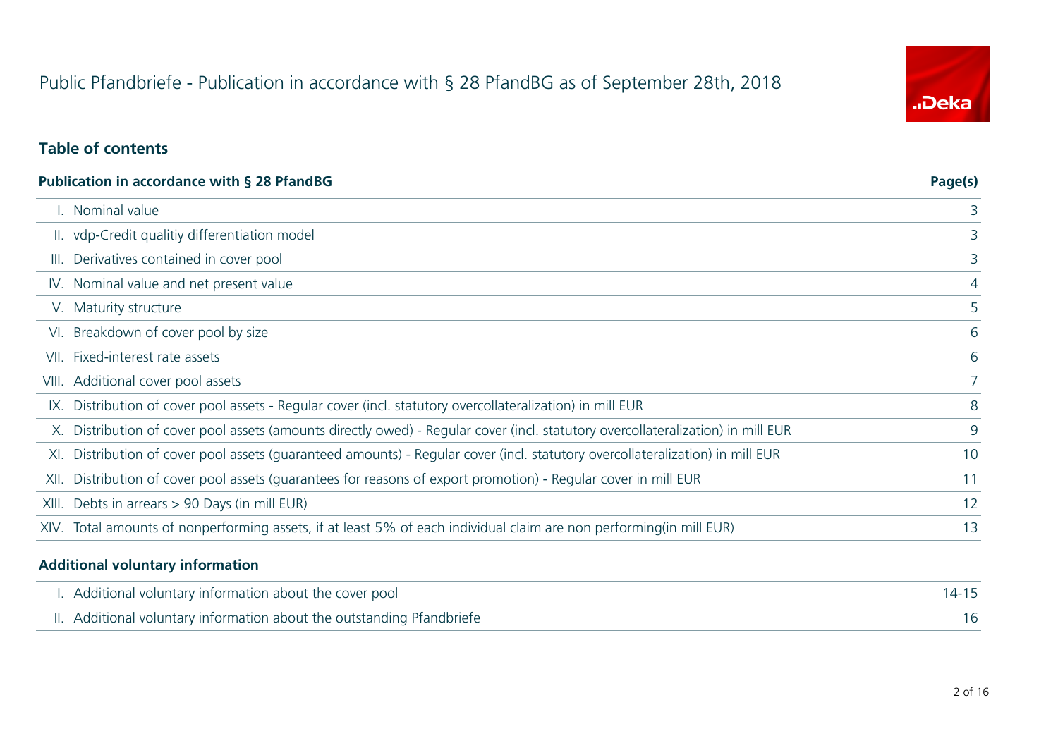# Public Pfandbriefe - Publication in accordance with § 28 PfandBG as of September 28th, 2018

## Table of contents

| Publication in accordance with § 28 PfandBG | Page(s) |
|---|---|
| I. Nominal value | 3 |
| II. vdp-Credit qualitiy differentiation model | 3 |
| III. Derivatives contained in cover pool | 3 |
| IV. Nominal value and net present value | 4 |
| V. Maturity structure | 5 |
| VI. Breakdown of cover pool by size | 6 |
| VII. Fixed-interest rate assets | 6 |
| VIII. Additional cover pool assets | 7 |
| IX. Distribution of cover pool assets - Regular cover (incl. statutory overcollateralization) in mill EUR | 8 |
| X. Distribution of cover pool assets (amounts directly owed) - Regular cover (incl. statutory overcollateralization) in mill EUR | 9 |
| XI. Distribution of cover pool assets (guaranteed amounts) - Regular cover (incl. statutory overcollateralization) in mill EUR | 10 |
| XII. Distribution of cover pool assets (guarantees for reasons of export promotion) - Regular cover in mill EUR | 11 |
| XIII. Debts in arrears > 90 Days (in mill EUR) | 12 |
| XIV. Total amounts of nonperforming assets, if at least 5% of each individual claim are non performing(in mill EUR) | 13 |

| Additional voluntary information | |
|---|---|
| I. Additional voluntary information about the cover pool | 14-15 |
| II. Additional voluntary information about the outstanding Pfandbriefe | 16 |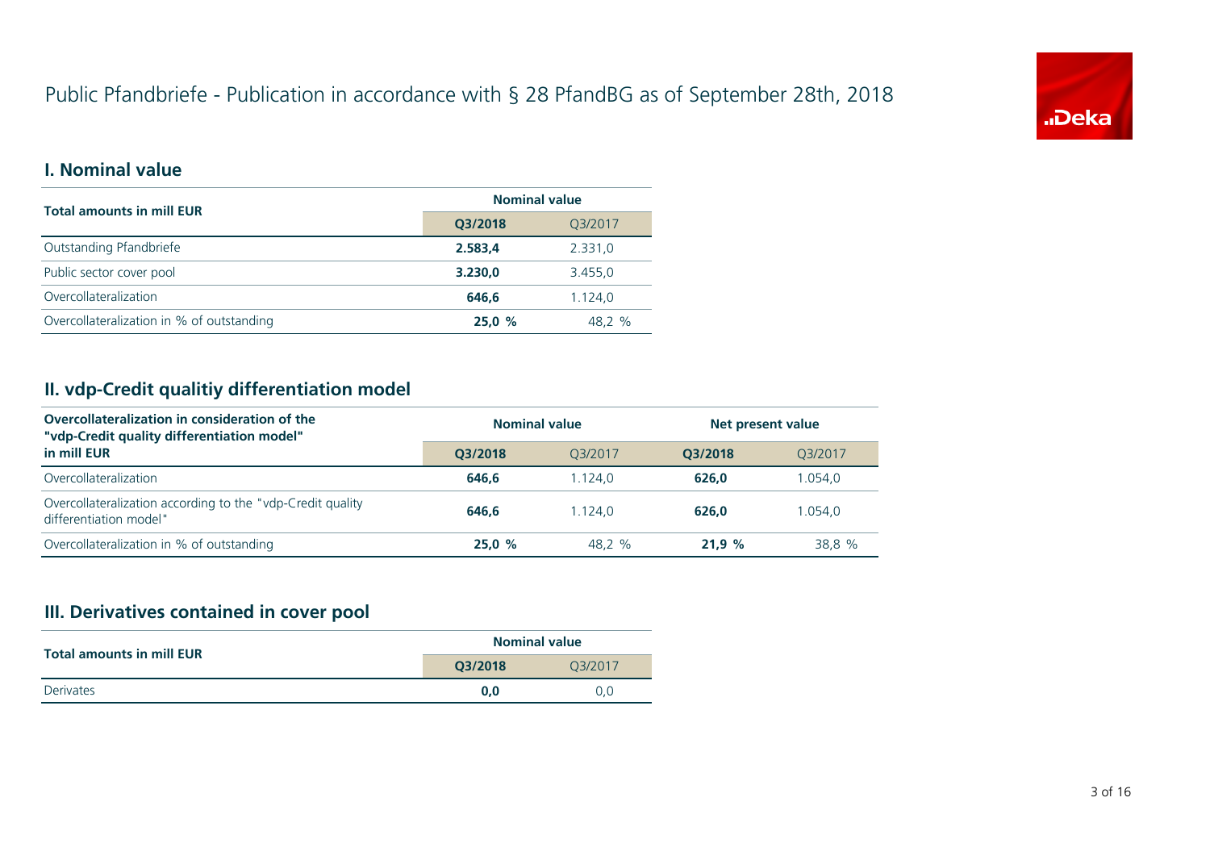# Public Pfandbriefe - Publication in accordance with § 28 PfandBG as of September 28th, 2018

## I. Nominal value

| Total amounts in mill EUR | Nominal value | |
|---|---|---|
| | **Q3/2018** | Q3/2017 |
| Outstanding Pfandbriefe | **2.583,4** | 2.331,0 |
| Public sector cover pool | **3.230,0** | 3.455,0 |
| Overcollateralization | **646,6** | 1.124,0 |
| Overcollateralization in % of outstanding | **25,0 %** | 48,2 % |

## II. vdp-Credit qualitiy differentiation model

| Overcollateralization in consideration of the "vdp-Credit quality differentiation model" in mill EUR | Nominal value | | Net present value | |
|---|---|---|---|---|
| | **Q3/2018** | Q3/2017 | **Q3/2018** | Q3/2017 |
| Overcollateralization | **646,6** | 1.124,0 | **626,0** | 1.054,0 |
| Overcollateralization according to the "vdp-Credit quality differentiation model" | **646,6** | 1.124,0 | **626,0** | 1.054,0 |
| Overcollateralization in % of outstanding | **25,0 %** | 48,2 % | **21,9 %** | 38,8 % |

## III. Derivatives contained in cover pool

| Total amounts in mill EUR | Nominal value | |
|---|---|---|
| | **Q3/2018** | Q3/2017 |
| Derivates | **0,0** | 0,0 |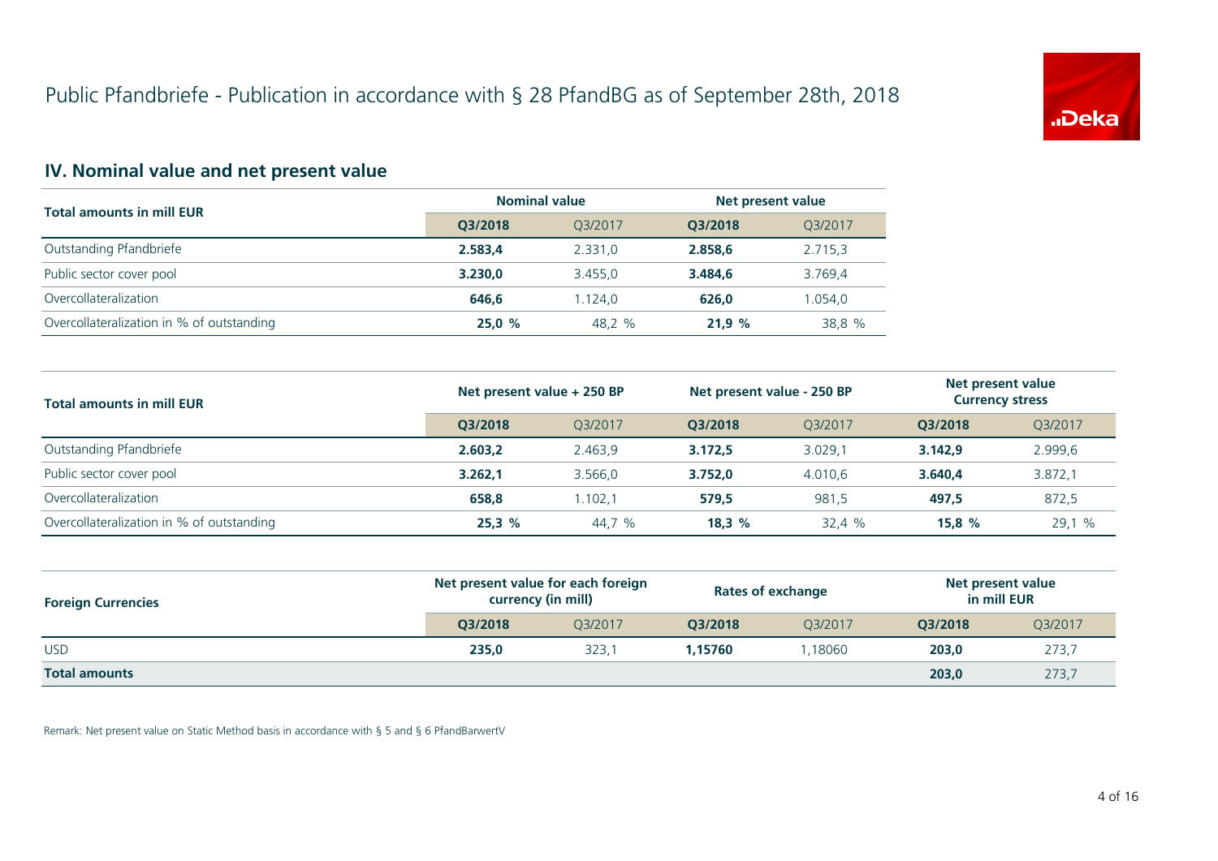# Public Pfandbriefe - Publication in accordance with § 28 PfandBG as of September 28th, 2018

## IV. Nominal value and net present value

| Total amounts in mill EUR | Nominal value | | Net present value | |
|---|---|---|---|---|
| | **Q3/2018** | Q3/2017 | **Q3/2018** | Q3/2017 |
| Outstanding Pfandbriefe | **2.583,4** | 2.331,0 | **2.858,6** | 2.715,3 |
| Public sector cover pool | **3.230,0** | 3.455,0 | **3.484,6** | 3.769,4 |
| Overcollateralization | **646,6** | 1.124,0 | **626,0** | 1.054,0 |
| Overcollateralization in % of outstanding | **25,0 %** | 48,2 % | **21,9 %** | 38,8 % |

| Total amounts in mill EUR | Net present value + 250 BP | | Net present value - 250 BP | | Net present value Currency stress | |
|---|---|---|---|---|---|---|
| | **Q3/2018** | Q3/2017 | **Q3/2018** | Q3/2017 | **Q3/2018** | Q3/2017 |
| Outstanding Pfandbriefe | **2.603,2** | 2.463,9 | **3.172,5** | 3.029,1 | **3.142,9** | 2.999,6 |
| Public sector cover pool | **3.262,1** | 3.566,0 | **3.752,0** | 4.010,6 | **3.640,4** | 3.872,1 |
| Overcollateralization | **658,8** | 1.102,1 | **579,5** | 981,5 | **497,5** | 872,5 |
| Overcollateralization in % of outstanding | **25,3 %** | 44,7 % | **18,3 %** | 32,4 % | **15,8 %** | 29,1 % |

| Foreign Currencies | Net present value for each foreign currency (in mill) | | Rates of exchange | | Net present value in mill EUR | |
|---|---|---|---|---|---|---|
| | **Q3/2018** | Q3/2017 | **Q3/2018** | Q3/2017 | **Q3/2018** | Q3/2017 |
| USD | **235,0** | 323,1 | **1,15760** | 1,18060 | **203,0** | 273,7 |
| **Total amounts** | | | | | **203,0** | 273,7 |

Remark: Net present value on Static Method basis in accordance with § 5 and § 6 PfandBarwertV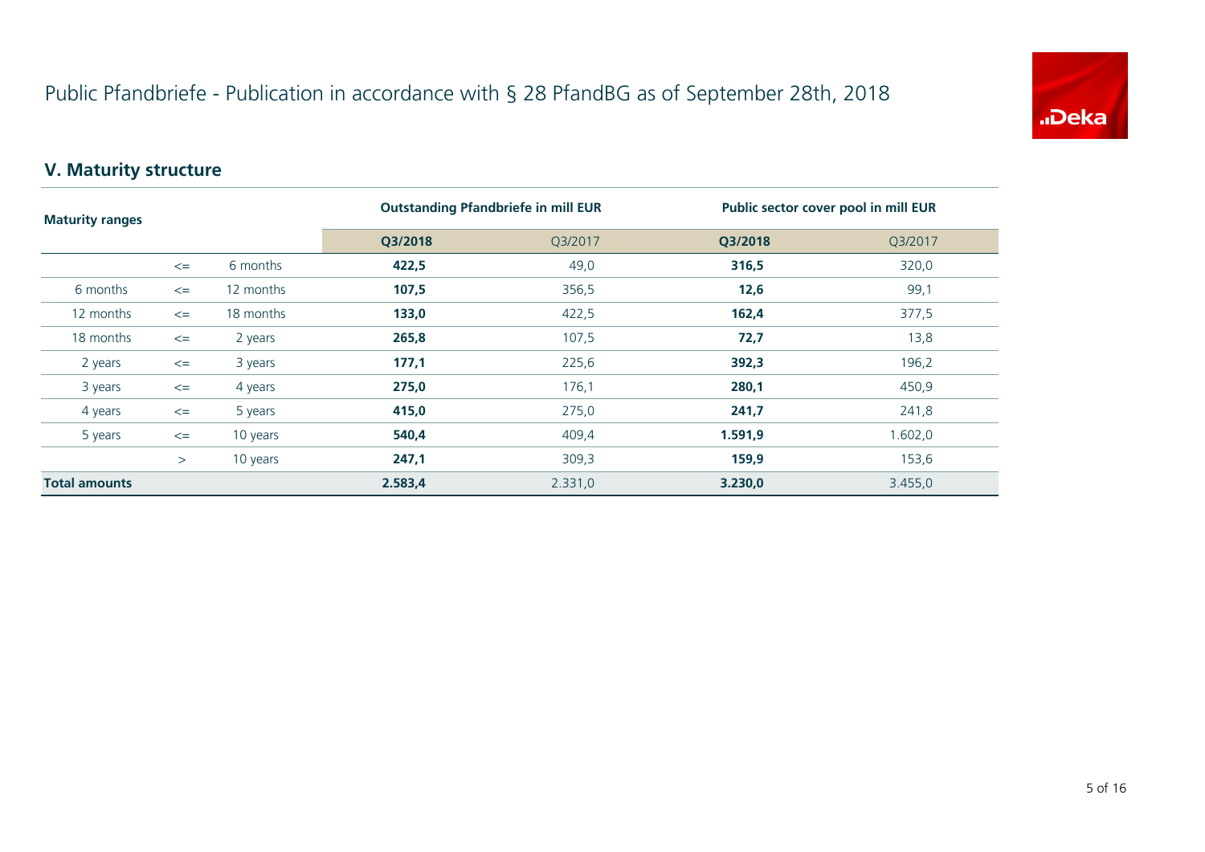# Public Pfandbriefe - Publication in accordance with § 28 PfandBG as of September 28th, 2018

## V. Maturity structure

| Maturity ranges | | | Outstanding Pfandbriefe in mill EUR | | Public sector cover pool in mill EUR | |
|---|---|---|---|---|---|---|
| | | | **Q3/2018** | Q3/2017 | **Q3/2018** | Q3/2017 |
| | <= | 6 months | **422,5** | 49,0 | **316,5** | 320,0 |
| 6 months | <= | 12 months | **107,5** | 356,5 | **12,6** | 99,1 |
| 12 months | <= | 18 months | **133,0** | 422,5 | **162,4** | 377,5 |
| 18 months | <= | 2 years | **265,8** | 107,5 | **72,7** | 13,8 |
| 2 years | <= | 3 years | **177,1** | 225,6 | **392,3** | 196,2 |
| 3 years | <= | 4 years | **275,0** | 176,1 | **280,1** | 450,9 |
| 4 years | <= | 5 years | **415,0** | 275,0 | **241,7** | 241,8 |
| 5 years | <= | 10 years | **540,4** | 409,4 | **1.591,9** | 1.602,0 |
| | > | 10 years | **247,1** | 309,3 | **159,9** | 153,6 |
| **Total amounts** | | | **2.583,4** | 2.331,0 | **3.230,0** | 3.455,0 |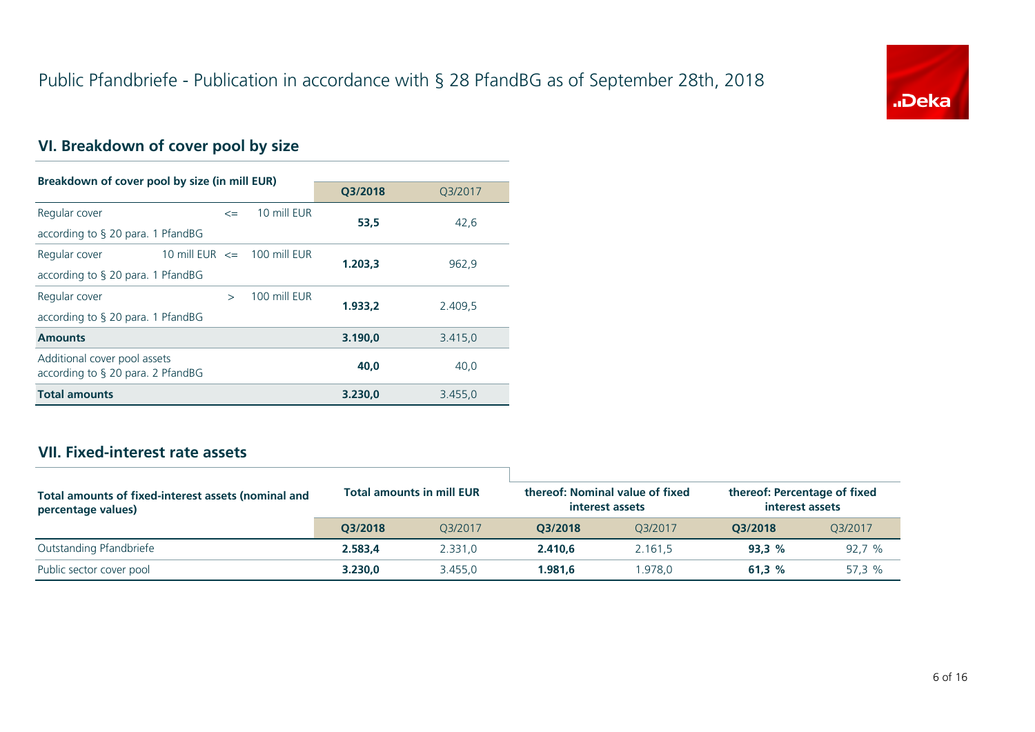# Public Pfandbriefe - Publication in accordance with § 28 PfandBG as of September 28th, 2018

## VI. Breakdown of cover pool by size

| Breakdown of cover pool by size (in mill EUR) | | | | Q3/2018 | Q3/2017 |
|---|---|---|---|---|---|
| Regular cover according to § 20 para. 1 PfandBG | | <= | 10 mill EUR | **53,5** | 42,6 |
| Regular cover according to § 20 para. 1 PfandBG | 10 mill EUR | <= | 100 mill EUR | **1.203,3** | 962,9 |
| Regular cover according to § 20 para. 1 PfandBG | | > | 100 mill EUR | **1.933,2** | 2.409,5 |
| **Amounts** | | | | **3.190,0** | 3.415,0 |
| Additional cover pool assets according to § 20 para. 2 PfandBG | | | | **40,0** | 40,0 |
| **Total amounts** | | | | **3.230,0** | 3.455,0 |

## VII. Fixed-interest rate assets

| Total amounts of fixed-interest assets (nominal and percentage values) | Total amounts in mill EUR | | thereof: Nominal value of fixed interest assets | | thereof: Percentage of fixed interest assets | |
|---|---|---|---|---|---|---|
| | Q3/2018 | Q3/2017 | Q3/2018 | Q3/2017 | Q3/2018 | Q3/2017 |
| Outstanding Pfandbriefe | **2.583,4** | 2.331,0 | **2.410,6** | 2.161,5 | **93,3 %** | 92,7 % |
| Public sector cover pool | **3.230,0** | 3.455,0 | **1.981,6** | 1.978,0 | **61,3 %** | 57,3 % |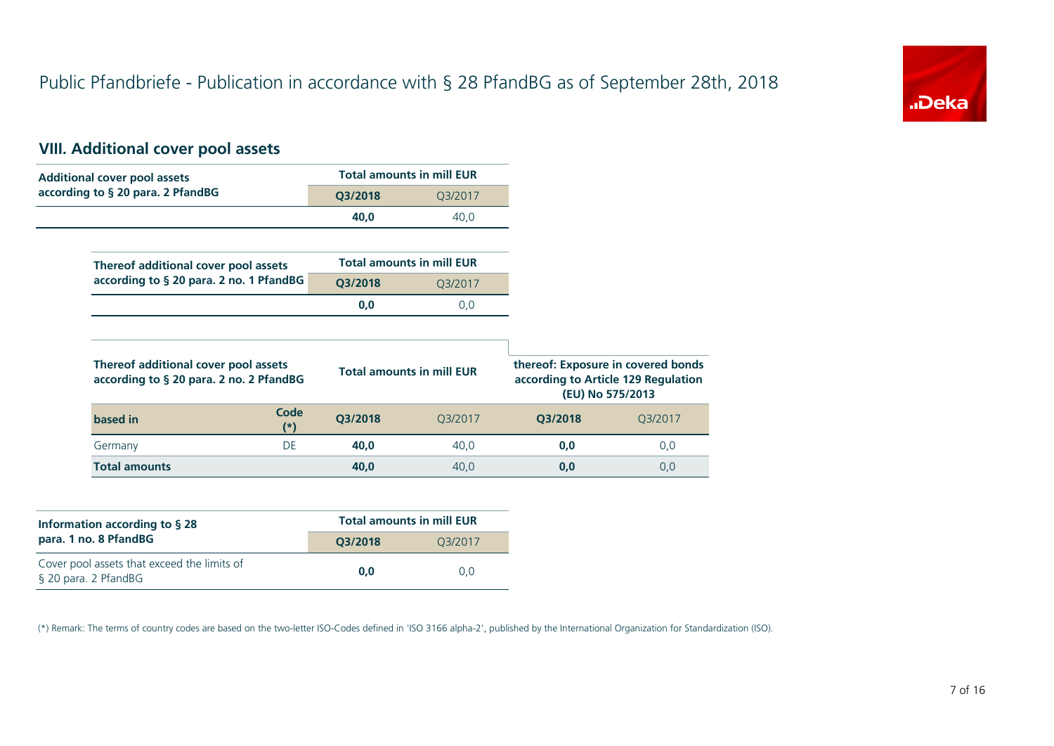# Public Pfandbriefe - Publication in accordance with § 28 PfandBG as of September 28th, 2018

## VIII. Additional cover pool assets

| Additional cover pool assets according to § 20 para. 2 PfandBG | Total amounts in mill EUR | |
|---|---|---|
| | **Q3/2018** | Q3/2017 |
| | **40,0** | 40,0 |

| Thereof additional cover pool assets according to § 20 para. 2 no. 1 PfandBG | Total amounts in mill EUR | |
|---|---|---|
| | **Q3/2018** | Q3/2017 |
| | **0,0** | 0,0 |

| Thereof additional cover pool assets according to § 20 para. 2 no. 2 PfandBG | | Total amounts in mill EUR | | thereof: Exposure in covered bonds according to Article 129 Regulation (EU) No 575/2013 | |
|---|---|---|---|---|---|
| **based in** | **Code (*)** | **Q3/2018** | Q3/2017 | **Q3/2018** | Q3/2017 |
| Germany | DE | **40,0** | 40,0 | **0,0** | 0,0 |
| **Total amounts** | | **40,0** | 40,0 | **0,0** | 0,0 |

| Information according to § 28 para. 1 no. 8 PfandBG | Total amounts in mill EUR | |
|---|---|---|
| | **Q3/2018** | Q3/2017 |
| Cover pool assets that exceed the limits of § 20 para. 2 PfandBG | **0,0** | 0,0 |

(*) Remark: The terms of country codes are based on the two-letter ISO-Codes defined in 'ISO 3166 alpha-2', published by the International Organization for Standardization (ISO).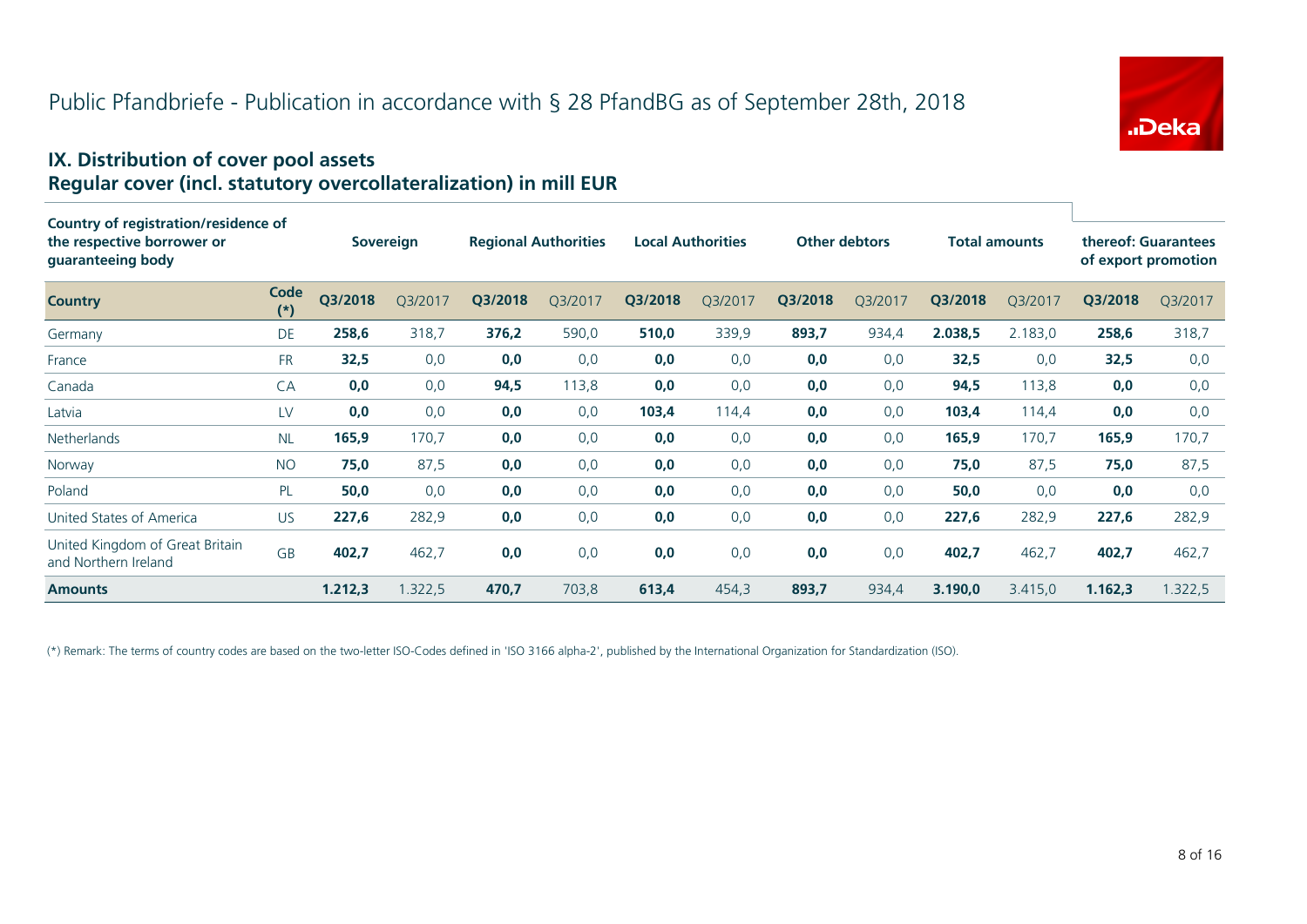# Public Pfandbriefe - Publication in accordance with § 28 PfandBG as of September 28th, 2018

## IX. Distribution of cover pool assets
## Regular cover (incl. statutory overcollateralization) in mill EUR

| Country of registration/residence of the respective borrower or guaranteeing body | | Sovereign | | Regional Authorities | | Local Authorities | | Other debtors | | Total amounts | | thereof: Guarantees of export promotion | |
|---|---|---|---|---|---|---|---|---|---|---|---|---|---|
| **Country** | **Code (*)** | **Q3/2018** | Q3/2017 | **Q3/2018** | Q3/2017 | **Q3/2018** | Q3/2017 | **Q3/2018** | Q3/2017 | **Q3/2018** | Q3/2017 | **Q3/2018** | Q3/2017 |
| Germany | DE | **258,6** | 318,7 | **376,2** | 590,0 | **510,0** | 339,9 | **893,7** | 934,4 | **2.038,5** | 2.183,0 | **258,6** | 318,7 |
| France | FR | **32,5** | 0,0 | **0,0** | 0,0 | **0,0** | 0,0 | **0,0** | 0,0 | **32,5** | 0,0 | **32,5** | 0,0 |
| Canada | CA | **0,0** | 0,0 | **94,5** | 113,8 | **0,0** | 0,0 | **0,0** | 0,0 | **94,5** | 113,8 | **0,0** | 0,0 |
| Latvia | LV | **0,0** | 0,0 | **0,0** | 0,0 | **103,4** | 114,4 | **0,0** | 0,0 | **103,4** | 114,4 | **0,0** | 0,0 |
| Netherlands | NL | **165,9** | 170,7 | **0,0** | 0,0 | **0,0** | 0,0 | **0,0** | 0,0 | **165,9** | 170,7 | **165,9** | 170,7 |
| Norway | NO | **75,0** | 87,5 | **0,0** | 0,0 | **0,0** | 0,0 | **0,0** | 0,0 | **75,0** | 87,5 | **75,0** | 87,5 |
| Poland | PL | **50,0** | 0,0 | **0,0** | 0,0 | **0,0** | 0,0 | **0,0** | 0,0 | **50,0** | 0,0 | **0,0** | 0,0 |
| United States of America | US | **227,6** | 282,9 | **0,0** | 0,0 | **0,0** | 0,0 | **0,0** | 0,0 | **227,6** | 282,9 | **227,6** | 282,9 |
| United Kingdom of Great Britain and Northern Ireland | GB | **402,7** | 462,7 | **0,0** | 0,0 | **0,0** | 0,0 | **0,0** | 0,0 | **402,7** | 462,7 | **402,7** | 462,7 |
| **Amounts** | | **1.212,3** | 1.322,5 | **470,7** | 703,8 | **613,4** | 454,3 | **893,7** | 934,4 | **3.190,0** | 3.415,0 | **1.162,3** | 1.322,5 |

(*) Remark: The terms of country codes are based on the two-letter ISO-Codes defined in 'ISO 3166 alpha-2', published by the International Organization for Standardization (ISO).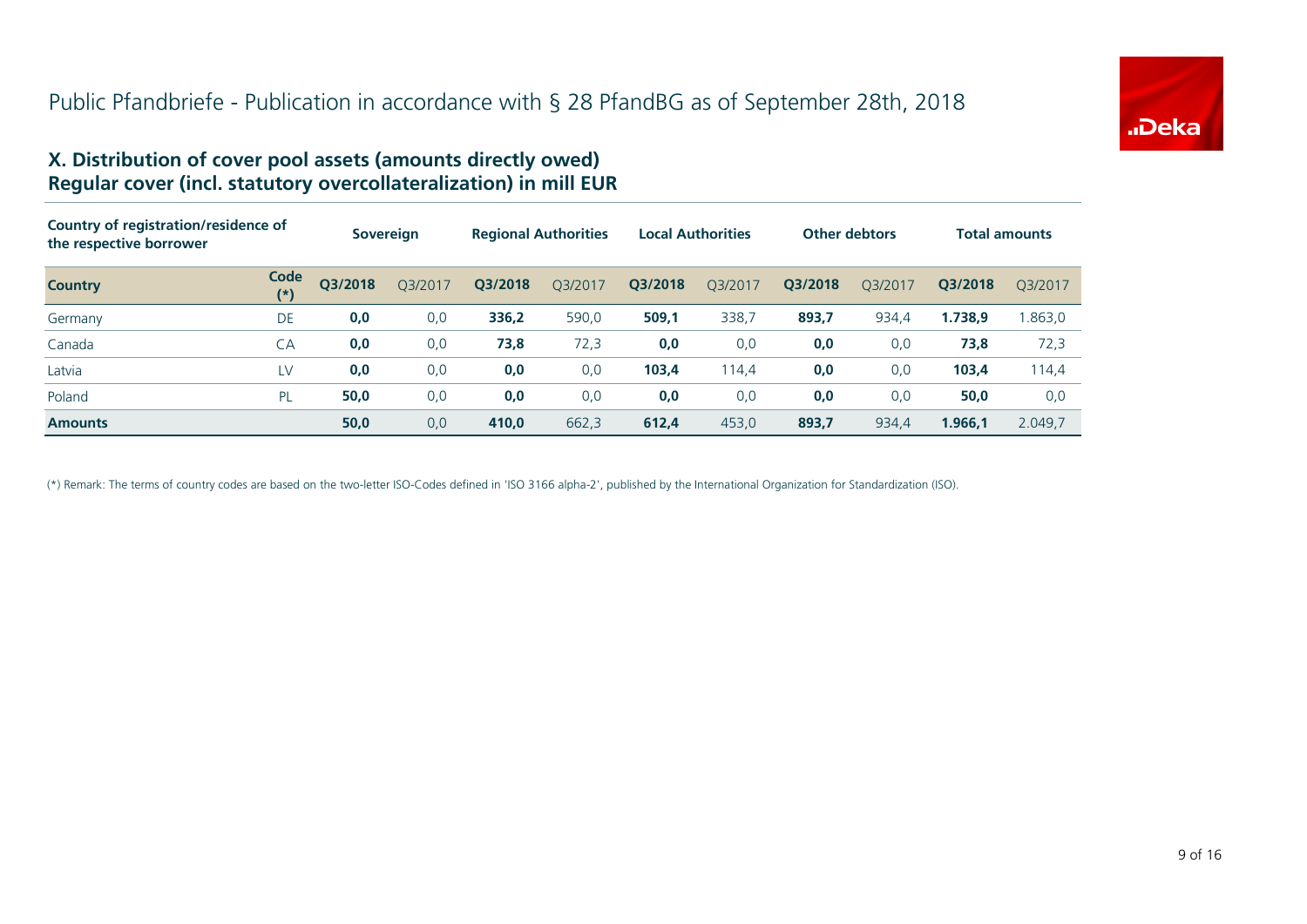# Public Pfandbriefe - Publication in accordance with § 28 PfandBG as of September 28th, 2018

## X. Distribution of cover pool assets (amounts directly owed)
## Regular cover (incl. statutory overcollateralization) in mill EUR

| Country of registration/residence of the respective borrower | | Sovereign | | Regional Authorities | | Local Authorities | | Other debtors | | Total amounts | |
|---|---|---|---|---|---|---|---|---|---|---|---|
| **Country** | **Code (*)** | **Q3/2018** | Q3/2017 | **Q3/2018** | Q3/2017 | **Q3/2018** | Q3/2017 | **Q3/2018** | Q3/2017 | **Q3/2018** | Q3/2017 |
| Germany | DE | **0,0** | 0,0 | **336,2** | 590,0 | **509,1** | 338,7 | **893,7** | 934,4 | **1.738,9** | 1.863,0 |
| Canada | CA | **0,0** | 0,0 | **73,8** | 72,3 | **0,0** | 0,0 | **0,0** | 0,0 | **73,8** | 72,3 |
| Latvia | LV | **0,0** | 0,0 | **0,0** | 0,0 | **103,4** | 114,4 | **0,0** | 0,0 | **103,4** | 114,4 |
| Poland | PL | **50,0** | 0,0 | **0,0** | 0,0 | **0,0** | 0,0 | **0,0** | 0,0 | **50,0** | 0,0 |
| **Amounts** | | **50,0** | 0,0 | **410,0** | 662,3 | **612,4** | 453,0 | **893,7** | 934,4 | **1.966,1** | 2.049,7 |

(*) Remark: The terms of country codes are based on the two-letter ISO-Codes defined in 'ISO 3166 alpha-2', published by the International Organization for Standardization (ISO).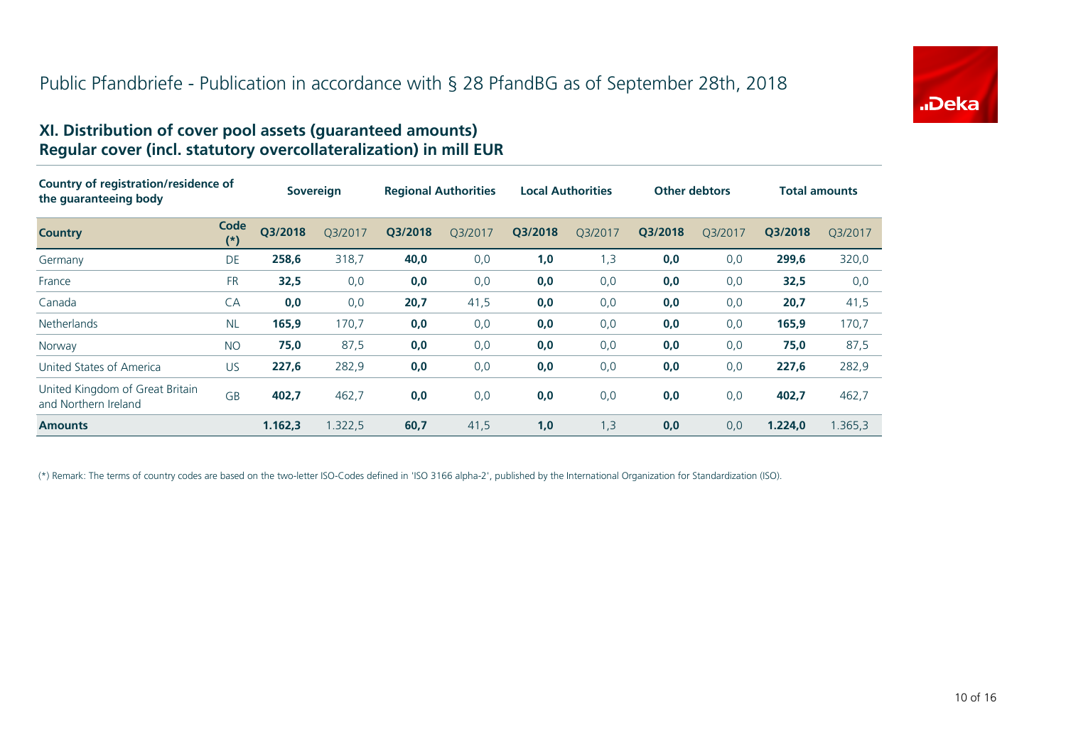# Public Pfandbriefe - Publication in accordance with § 28 PfandBG as of September 28th, 2018

## XI. Distribution of cover pool assets (guaranteed amounts)
## Regular cover (incl. statutory overcollateralization) in mill EUR

| Country of registration/residence of the guaranteeing body | | Sovereign | | Regional Authorities | | Local Authorities | | Other debtors | | Total amounts | |
|---|---|---|---|---|---|---|---|---|---|---|---|
| **Country** | **Code (*)** | **Q3/2018** | Q3/2017 | **Q3/2018** | Q3/2017 | **Q3/2018** | Q3/2017 | **Q3/2018** | Q3/2017 | **Q3/2018** | Q3/2017 |
| Germany | DE | **258,6** | 318,7 | **40,0** | 0,0 | **1,0** | 1,3 | **0,0** | 0,0 | **299,6** | 320,0 |
| France | FR | **32,5** | 0,0 | **0,0** | 0,0 | **0,0** | 0,0 | **0,0** | 0,0 | **32,5** | 0,0 |
| Canada | CA | **0,0** | 0,0 | **20,7** | 41,5 | **0,0** | 0,0 | **0,0** | 0,0 | **20,7** | 41,5 |
| Netherlands | NL | **165,9** | 170,7 | **0,0** | 0,0 | **0,0** | 0,0 | **0,0** | 0,0 | **165,9** | 170,7 |
| Norway | NO | **75,0** | 87,5 | **0,0** | 0,0 | **0,0** | 0,0 | **0,0** | 0,0 | **75,0** | 87,5 |
| United States of America | US | **227,6** | 282,9 | **0,0** | 0,0 | **0,0** | 0,0 | **0,0** | 0,0 | **227,6** | 282,9 |
| United Kingdom of Great Britain and Northern Ireland | GB | **402,7** | 462,7 | **0,0** | 0,0 | **0,0** | 0,0 | **0,0** | 0,0 | **402,7** | 462,7 |
| **Amounts** | | **1.162,3** | 1.322,5 | **60,7** | 41,5 | **1,0** | 1,3 | **0,0** | 0,0 | **1.224,0** | 1.365,3 |

(*) Remark: The terms of country codes are based on the two-letter ISO-Codes defined in 'ISO 3166 alpha-2', published by the International Organization for Standardization (ISO).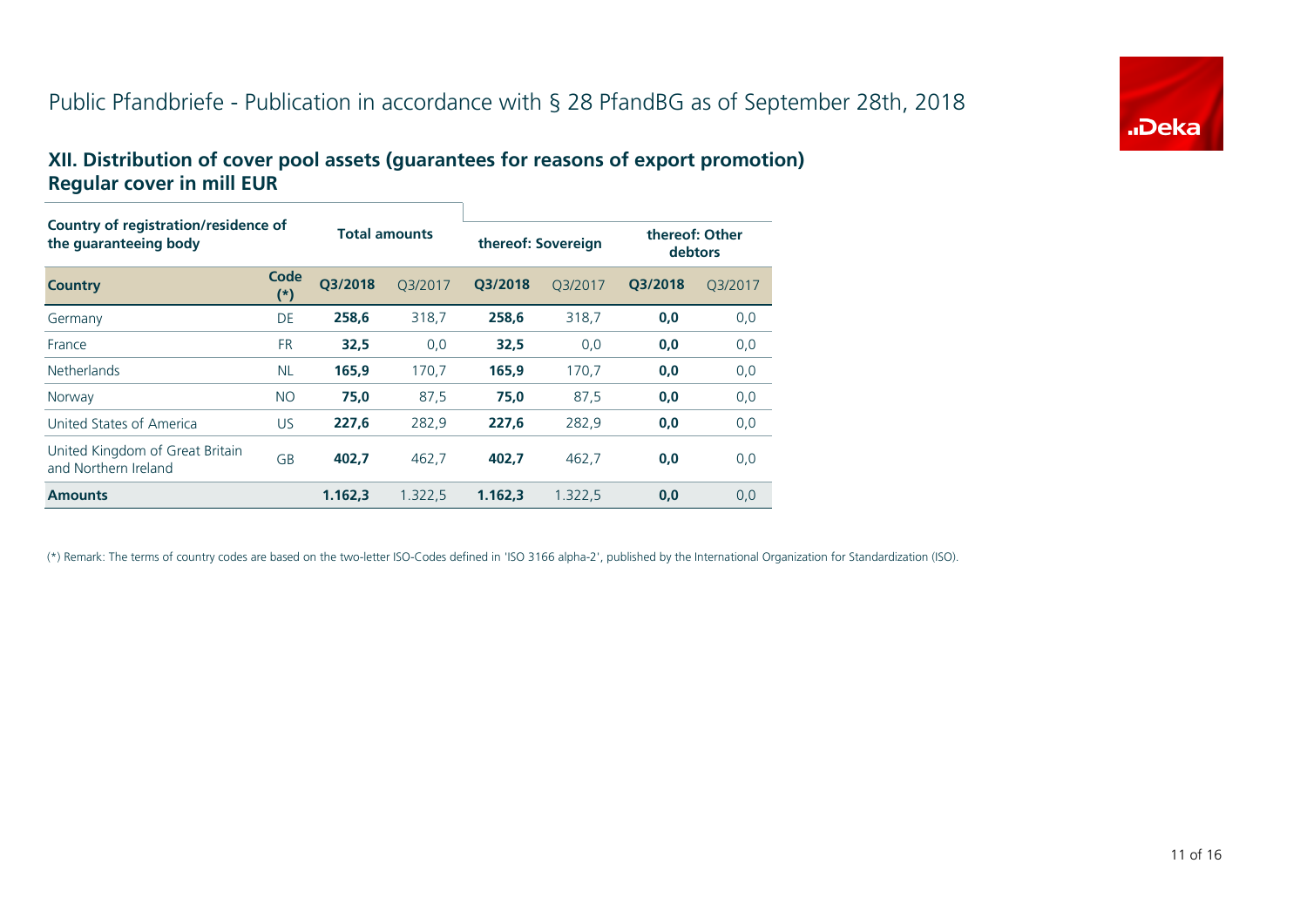# Public Pfandbriefe - Publication in accordance with § 28 PfandBG as of September 28th, 2018

## XII. Distribution of cover pool assets (guarantees for reasons of export promotion)
## Regular cover in mill EUR

| Country of registration/residence of the guaranteeing body | | Total amounts | | thereof: Sovereign | | thereof: Other debtors | |
|---|---|---|---|---|---|---|---|
| **Country** | **Code (*)** | **Q3/2018** | Q3/2017 | **Q3/2018** | Q3/2017 | **Q3/2018** | Q3/2017 |
| Germany | DE | **258,6** | 318,7 | **258,6** | 318,7 | **0,0** | 0,0 |
| France | FR | **32,5** | 0,0 | **32,5** | 0,0 | **0,0** | 0,0 |
| Netherlands | NL | **165,9** | 170,7 | **165,9** | 170,7 | **0,0** | 0,0 |
| Norway | NO | **75,0** | 87,5 | **75,0** | 87,5 | **0,0** | 0,0 |
| United States of America | US | **227,6** | 282,9 | **227,6** | 282,9 | **0,0** | 0,0 |
| United Kingdom of Great Britain and Northern Ireland | GB | **402,7** | 462,7 | **402,7** | 462,7 | **0,0** | 0,0 |
| **Amounts** | | **1.162,3** | 1.322,5 | **1.162,3** | 1.322,5 | **0,0** | 0,0 |

(*) Remark: The terms of country codes are based on the two-letter ISO-Codes defined in 'ISO 3166 alpha-2', published by the International Organization for Standardization (ISO).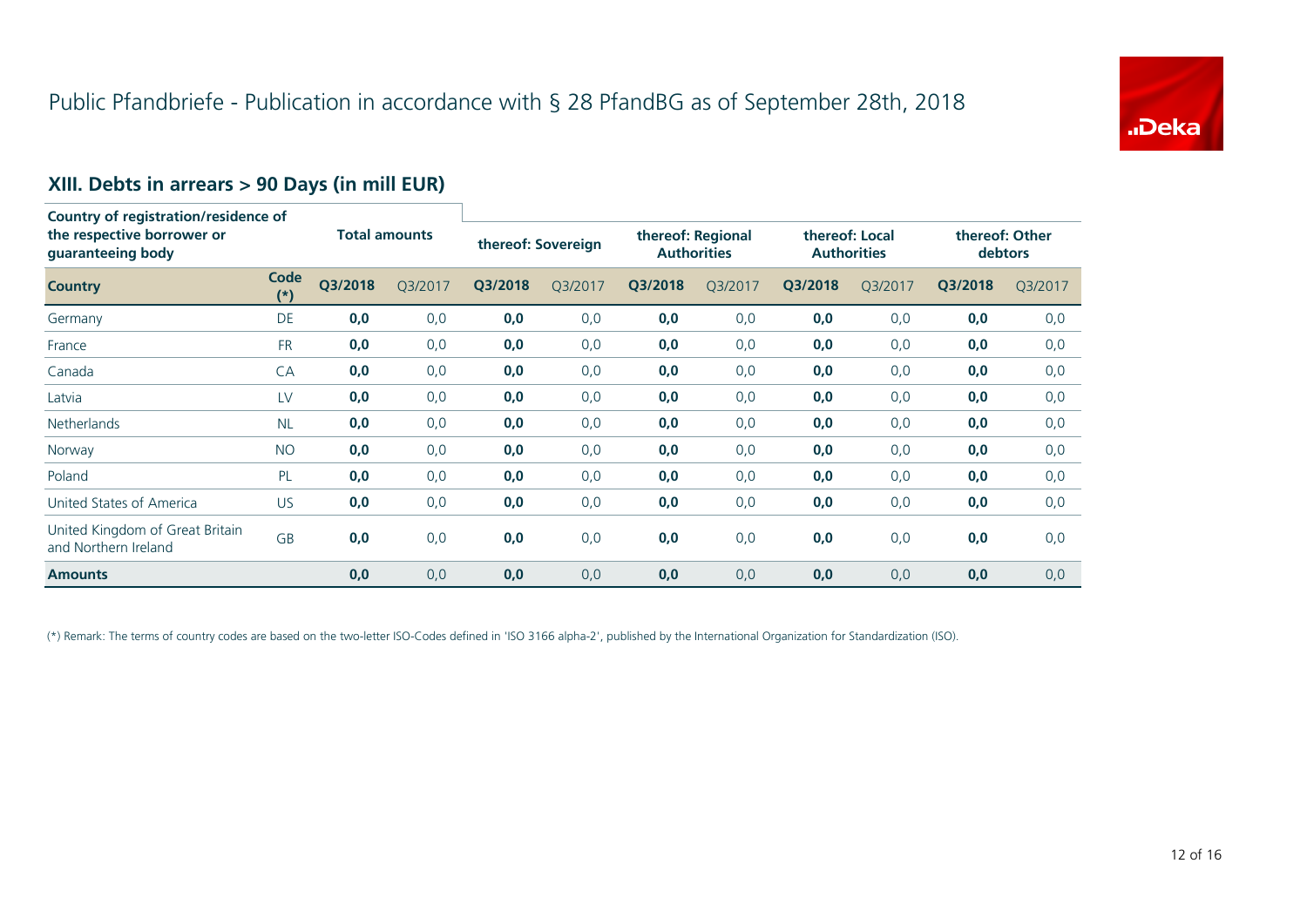# Public Pfandbriefe - Publication in accordance with § 28 PfandBG as of September 28th, 2018

## XIII. Debts in arrears > 90 Days (in mill EUR)

| Country of registration/residence of the respective borrower or guaranteeing body | | Total amounts | | thereof: Sovereign | | thereof: Regional Authorities | | thereof: Local Authorities | | thereof: Other debtors | |
|---|---|---|---|---|---|---|---|---|---|---|---|
| **Country** | **Code (*)** | **Q3/2018** | Q3/2017 | **Q3/2018** | Q3/2017 | **Q3/2018** | Q3/2017 | **Q3/2018** | Q3/2017 | **Q3/2018** | Q3/2017 |
| Germany | DE | **0,0** | 0,0 | **0,0** | 0,0 | **0,0** | 0,0 | **0,0** | 0,0 | **0,0** | 0,0 |
| France | FR | **0,0** | 0,0 | **0,0** | 0,0 | **0,0** | 0,0 | **0,0** | 0,0 | **0,0** | 0,0 |
| Canada | CA | **0,0** | 0,0 | **0,0** | 0,0 | **0,0** | 0,0 | **0,0** | 0,0 | **0,0** | 0,0 |
| Latvia | LV | **0,0** | 0,0 | **0,0** | 0,0 | **0,0** | 0,0 | **0,0** | 0,0 | **0,0** | 0,0 |
| Netherlands | NL | **0,0** | 0,0 | **0,0** | 0,0 | **0,0** | 0,0 | **0,0** | 0,0 | **0,0** | 0,0 |
| Norway | NO | **0,0** | 0,0 | **0,0** | 0,0 | **0,0** | 0,0 | **0,0** | 0,0 | **0,0** | 0,0 |
| Poland | PL | **0,0** | 0,0 | **0,0** | 0,0 | **0,0** | 0,0 | **0,0** | 0,0 | **0,0** | 0,0 |
| United States of America | US | **0,0** | 0,0 | **0,0** | 0,0 | **0,0** | 0,0 | **0,0** | 0,0 | **0,0** | 0,0 |
| United Kingdom of Great Britain and Northern Ireland | GB | **0,0** | 0,0 | **0,0** | 0,0 | **0,0** | 0,0 | **0,0** | 0,0 | **0,0** | 0,0 |
| **Amounts** | | **0,0** | 0,0 | **0,0** | 0,0 | **0,0** | 0,0 | **0,0** | 0,0 | **0,0** | 0,0 |

(*) Remark: The terms of country codes are based on the two-letter ISO-Codes defined in 'ISO 3166 alpha-2', published by the International Organization for Standardization (ISO).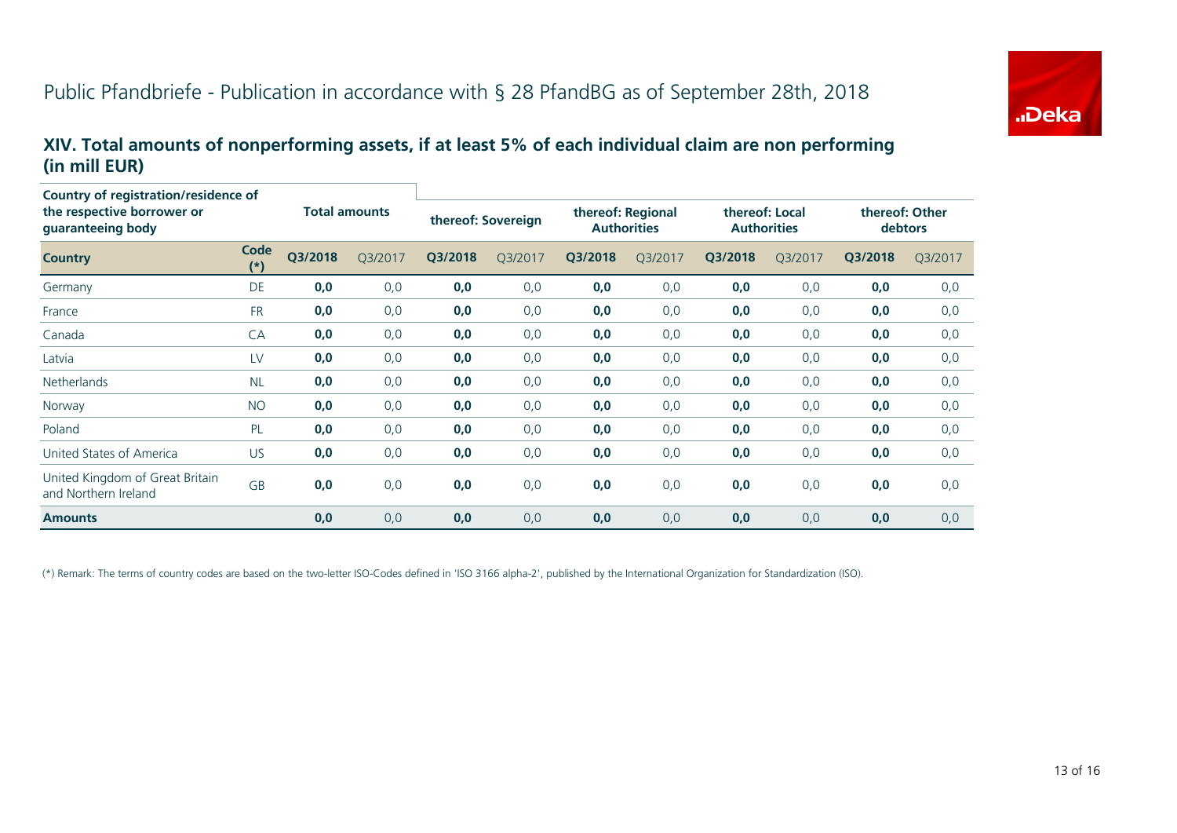# Public Pfandbriefe - Publication in accordance with § 28 PfandBG as of September 28th, 2018

## XIV. Total amounts of nonperforming assets, if at least 5% of each individual claim are non performing (in mill EUR)

| Country of registration/residence of the respective borrower or guaranteeing body | | Total amounts | | thereof: Sovereign | | thereof: Regional Authorities | | thereof: Local Authorities | | thereof: Other debtors | |
|---|---|---|---|---|---|---|---|---|---|---|---|
| **Country** | **Code (*)** | **Q3/2018** | Q3/2017 | **Q3/2018** | Q3/2017 | **Q3/2018** | Q3/2017 | **Q3/2018** | Q3/2017 | **Q3/2018** | Q3/2017 |
| Germany | DE | **0,0** | 0,0 | **0,0** | 0,0 | **0,0** | 0,0 | **0,0** | 0,0 | **0,0** | 0,0 |
| France | FR | **0,0** | 0,0 | **0,0** | 0,0 | **0,0** | 0,0 | **0,0** | 0,0 | **0,0** | 0,0 |
| Canada | CA | **0,0** | 0,0 | **0,0** | 0,0 | **0,0** | 0,0 | **0,0** | 0,0 | **0,0** | 0,0 |
| Latvia | LV | **0,0** | 0,0 | **0,0** | 0,0 | **0,0** | 0,0 | **0,0** | 0,0 | **0,0** | 0,0 |
| Netherlands | NL | **0,0** | 0,0 | **0,0** | 0,0 | **0,0** | 0,0 | **0,0** | 0,0 | **0,0** | 0,0 |
| Norway | NO | **0,0** | 0,0 | **0,0** | 0,0 | **0,0** | 0,0 | **0,0** | 0,0 | **0,0** | 0,0 |
| Poland | PL | **0,0** | 0,0 | **0,0** | 0,0 | **0,0** | 0,0 | **0,0** | 0,0 | **0,0** | 0,0 |
| United States of America | US | **0,0** | 0,0 | **0,0** | 0,0 | **0,0** | 0,0 | **0,0** | 0,0 | **0,0** | 0,0 |
| United Kingdom of Great Britain and Northern Ireland | GB | **0,0** | 0,0 | **0,0** | 0,0 | **0,0** | 0,0 | **0,0** | 0,0 | **0,0** | 0,0 |
| **Amounts** | | **0,0** | 0,0 | **0,0** | 0,0 | **0,0** | 0,0 | **0,0** | 0,0 | **0,0** | 0,0 |

(*) Remark: The terms of country codes are based on the two-letter ISO-Codes defined in 'ISO 3166 alpha-2', published by the International Organization for Standardization (ISO).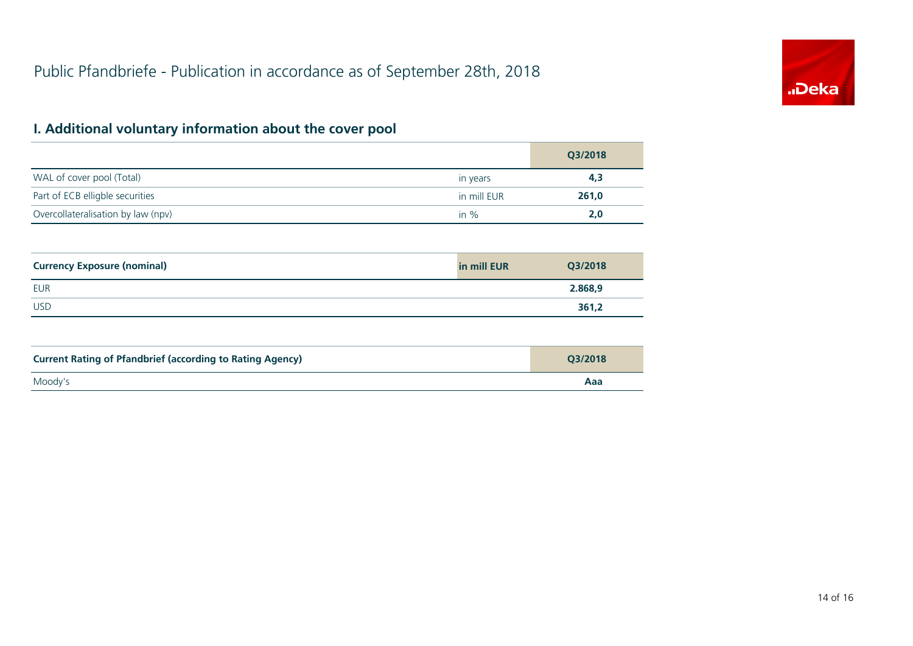# Public Pfandbriefe - Publication in accordance as of September 28th, 2018

## I. Additional voluntary information about the cover pool

| | | Q3/2018 |
|---|---|---|
| WAL of cover pool (Total) | in years | **4,3** |
| Part of ECB elligble securities | in mill EUR | **261,0** |
| Overcollateralisation by law (npv) | in % | **2,0** |

| **Currency Exposure (nominal)** | **in mill EUR** | **Q3/2018** |
|---|---|---|
| EUR | | **2.868,9** |
| USD | | **361,2** |

| **Current Rating of Pfandbrief (according to Rating Agency)** | **Q3/2018** |
|---|---|
| Moody's | **Aaa** |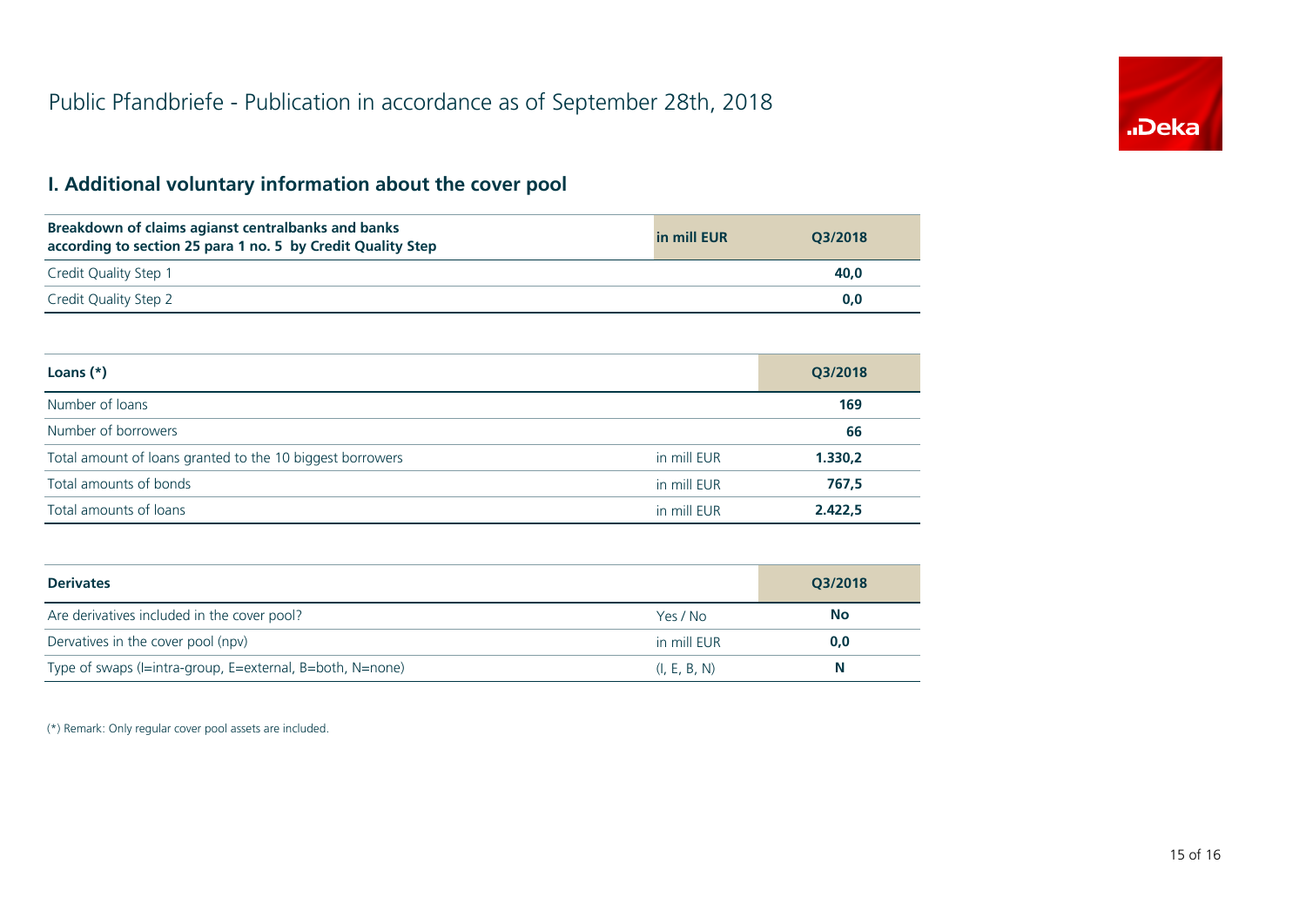# Public Pfandbriefe - Publication in accordance as of September 28th, 2018

## I. Additional voluntary information about the cover pool

| Breakdown of claims agianst centralbanks and banks according to section 25 para 1 no. 5 by Credit Quality Step | in mill EUR | Q3/2018 |
|---|---|---|
| Credit Quality Step 1 | | **40,0** |
| Credit Quality Step 2 | | **0,0** |

| Loans (*) | | Q3/2018 |
|---|---|---|
| Number of loans | | **169** |
| Number of borrowers | | **66** |
| Total amount of loans granted to the 10 biggest borrowers | in mill EUR | **1.330,2** |
| Total amounts of bonds | in mill EUR | **767,5** |
| Total amounts of loans | in mill EUR | **2.422,5** |

| Derivates | | Q3/2018 |
|---|---|---|
| Are derivatives included in the cover pool? | Yes / No | **No** |
| Dervatives in the cover pool (npv) | in mill EUR | **0,0** |
| Type of swaps (I=intra-group, E=external, B=both, N=none) | (I, E, B, N) | **N** |

(*) Remark: Only regular cover pool assets are included.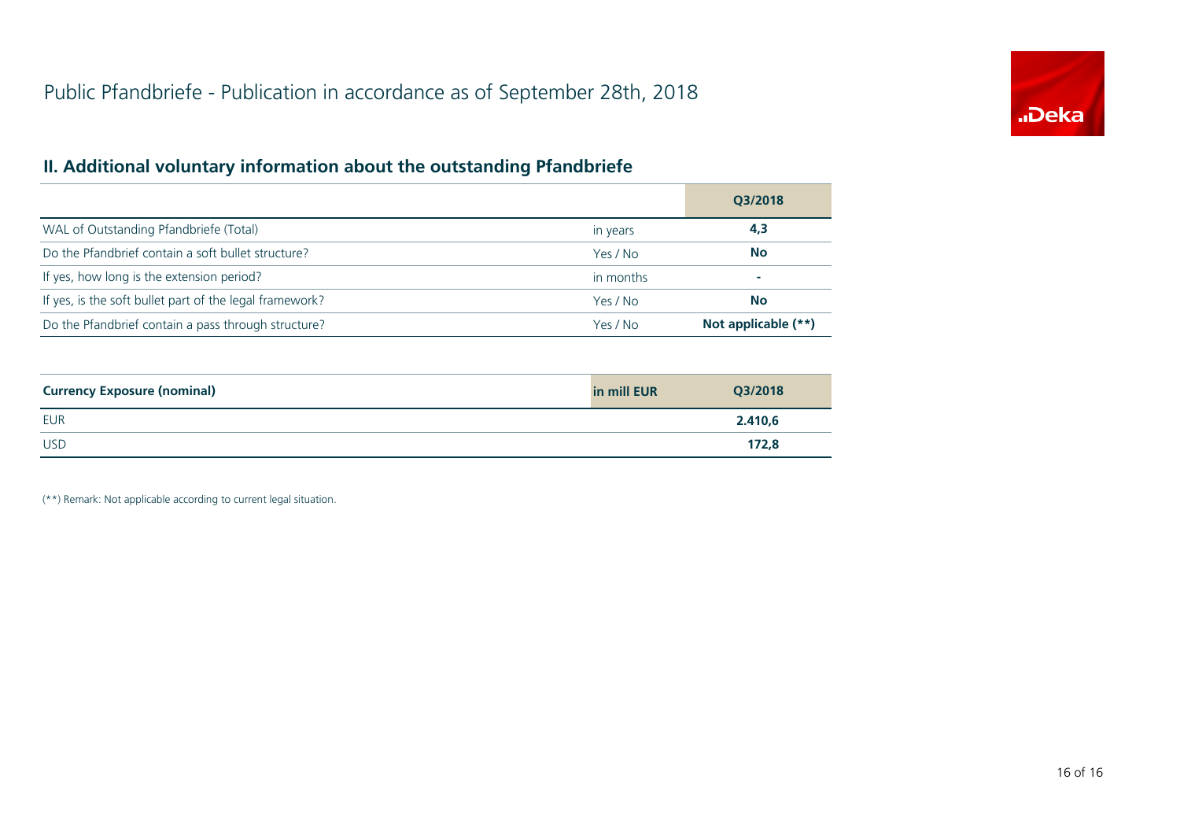# Public Pfandbriefe - Publication in accordance as of September 28th, 2018

## II. Additional voluntary information about the outstanding Pfandbriefe

| | | Q3/2018 |
|---|---|---|
| WAL of Outstanding Pfandbriefe (Total) | in years | **4,3** |
| Do the Pfandbrief contain a soft bullet structure? | Yes / No | **No** |
| If yes, how long is the extension period? | in months | **-** |
| If yes, is the soft bullet part of the legal framework? | Yes / No | **No** |
| Do the Pfandbrief contain a pass through structure? | Yes / No | **Not applicable (**)** |

| **Currency Exposure (nominal)** | **in mill EUR** | **Q3/2018** |
|---|---|---|
| EUR | | **2.410,6** |
| USD | | **172,8** |

(**) Remark: Not applicable according to current legal situation.